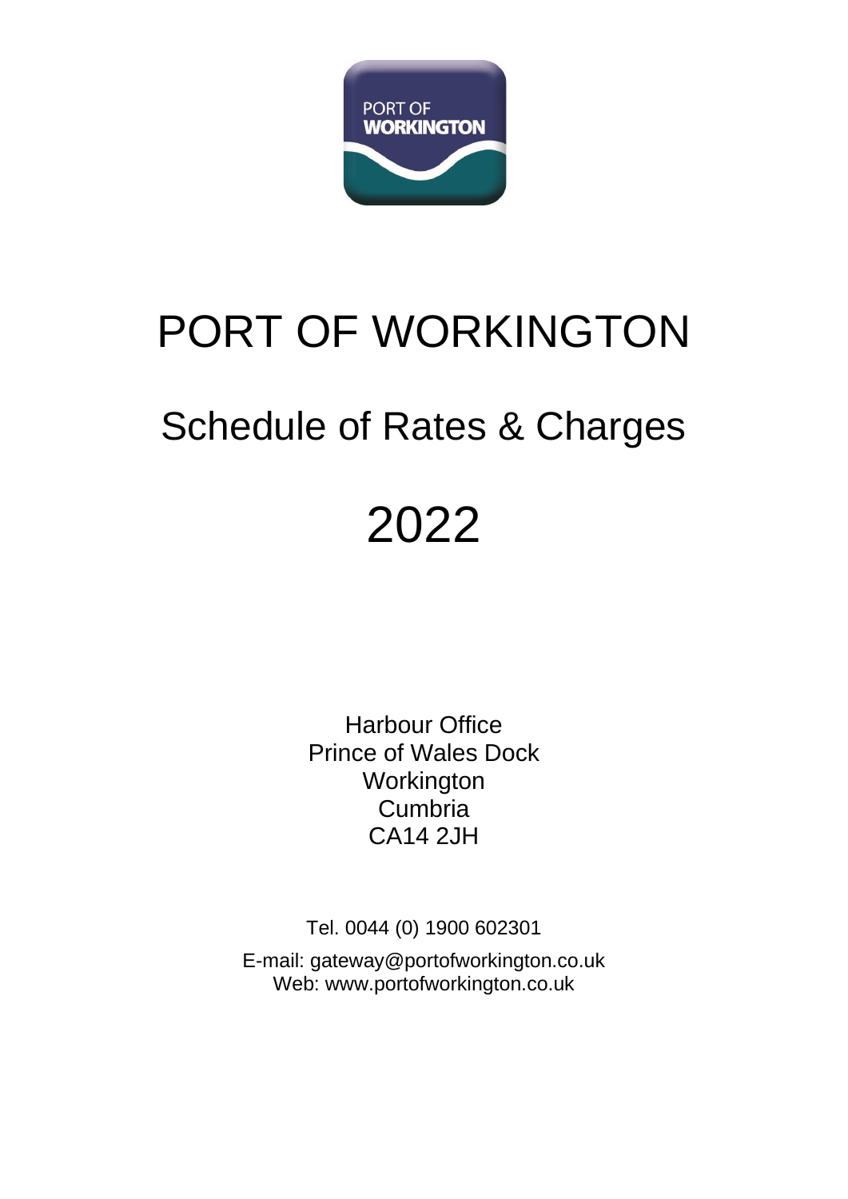# PORT OF WORKINGTON

## Schedule of Rates & Charges

## 2022

Harbour Office
Prince of Wales Dock
Workington
Cumbria
CA14 2JH

Tel. 0044 (0) 1900 602301

E-mail: gateway@portofworkington.co.uk
Web: www.portofworkington.co.uk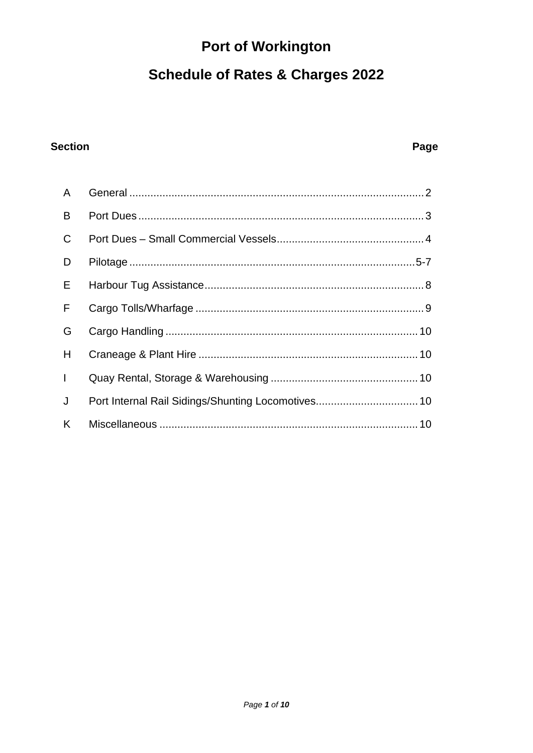# Port of Workington

# Schedule of Rates & Charges 2022

| Section | | Page |
|---|---|---|
| A | General | 2 |
| B | Port Dues | 3 |
| C | Port Dues – Small Commercial Vessels | 4 |
| D | Pilotage | 5-7 |
| E | Harbour Tug Assistance | 8 |
| F | Cargo Tolls/Wharfage | 9 |
| G | Cargo Handling | 10 |
| H | Craneage & Plant Hire | 10 |
| I | Quay Rental, Storage & Warehousing | 10 |
| J | Port Internal Rail Sidings/Shunting Locomotives | 10 |
| K | Miscellaneous | 10 |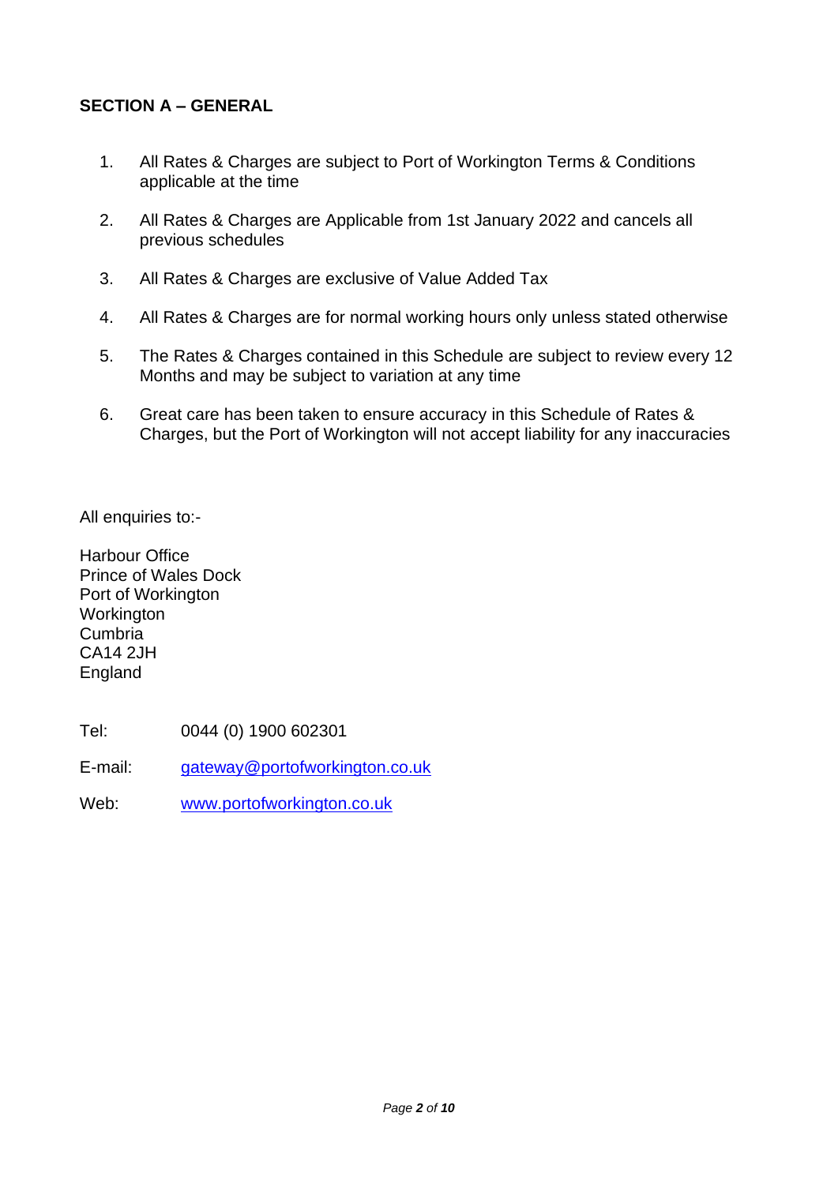## SECTION A – GENERAL

1. All Rates & Charges are subject to Port of Workington Terms & Conditions applicable at the time

2. All Rates & Charges are Applicable from 1st January 2022 and cancels all previous schedules

3. All Rates & Charges are exclusive of Value Added Tax

4. All Rates & Charges are for normal working hours only unless stated otherwise

5. The Rates & Charges contained in this Schedule are subject to review every 12 Months and may be subject to variation at any time

6. Great care has been taken to ensure accuracy in this Schedule of Rates & Charges, but the Port of Workington will not accept liability for any inaccuracies

All enquiries to:-

Harbour Office
Prince of Wales Dock
Port of Workington
Workington
Cumbria
CA14 2JH
England

Tel: 0044 (0) 1900 602301

E-mail: gateway@portofworkington.co.uk

Web: www.portofworkington.co.uk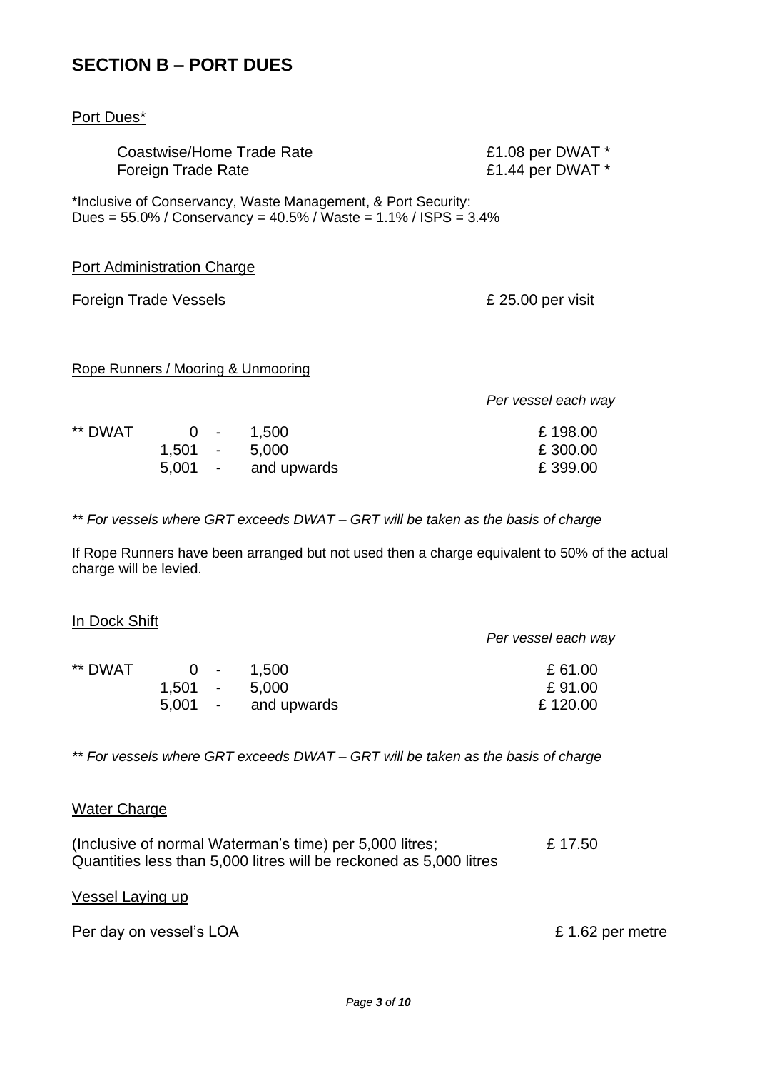## SECTION B – PORT DUES

Port Dues*

| | |
|---|---|
| Coastwise/Home Trade Rate | £1.08 per DWAT * |
| Foreign Trade Rate | £1.44 per DWAT * |

*Inclusive of Conservancy, Waste Management, & Port Security:
Dues = 55.0% / Conservancy = 40.5% / Waste = 1.1% / ISPS = 3.4%

Port Administration Charge

| | |
|---|---|
| Foreign Trade Vessels | £ 25.00 per visit |

Rope Runners / Mooring & Unmooring

| | | *Per vessel each way* |
|---|---|---|
| ** DWAT | 0 - 1,500 | £ 198.00 |
| | 1,501 - 5,000 | £ 300.00 |
| | 5,001 - and upwards | £ 399.00 |

*** For vessels where GRT exceeds DWAT – GRT will be taken as the basis of charge*

If Rope Runners have been arranged but not used then a charge equivalent to 50% of the actual charge will be levied.

In Dock Shift

| | | *Per vessel each way* |
|---|---|---|
| ** DWAT | 0 - 1,500 | £ 61.00 |
| | 1,501 - 5,000 | £ 91.00 |
| | 5,001 - and upwards | £ 120.00 |

*** For vessels where GRT exceeds DWAT – GRT will be taken as the basis of charge*

Water Charge

(Inclusive of normal Waterman's time) per 5,000 litres; £ 17.50
Quantities less than 5,000 litres will be reckoned as 5,000 litres

Vessel Laying up

Per day on vessel's LOA £ 1.62 per metre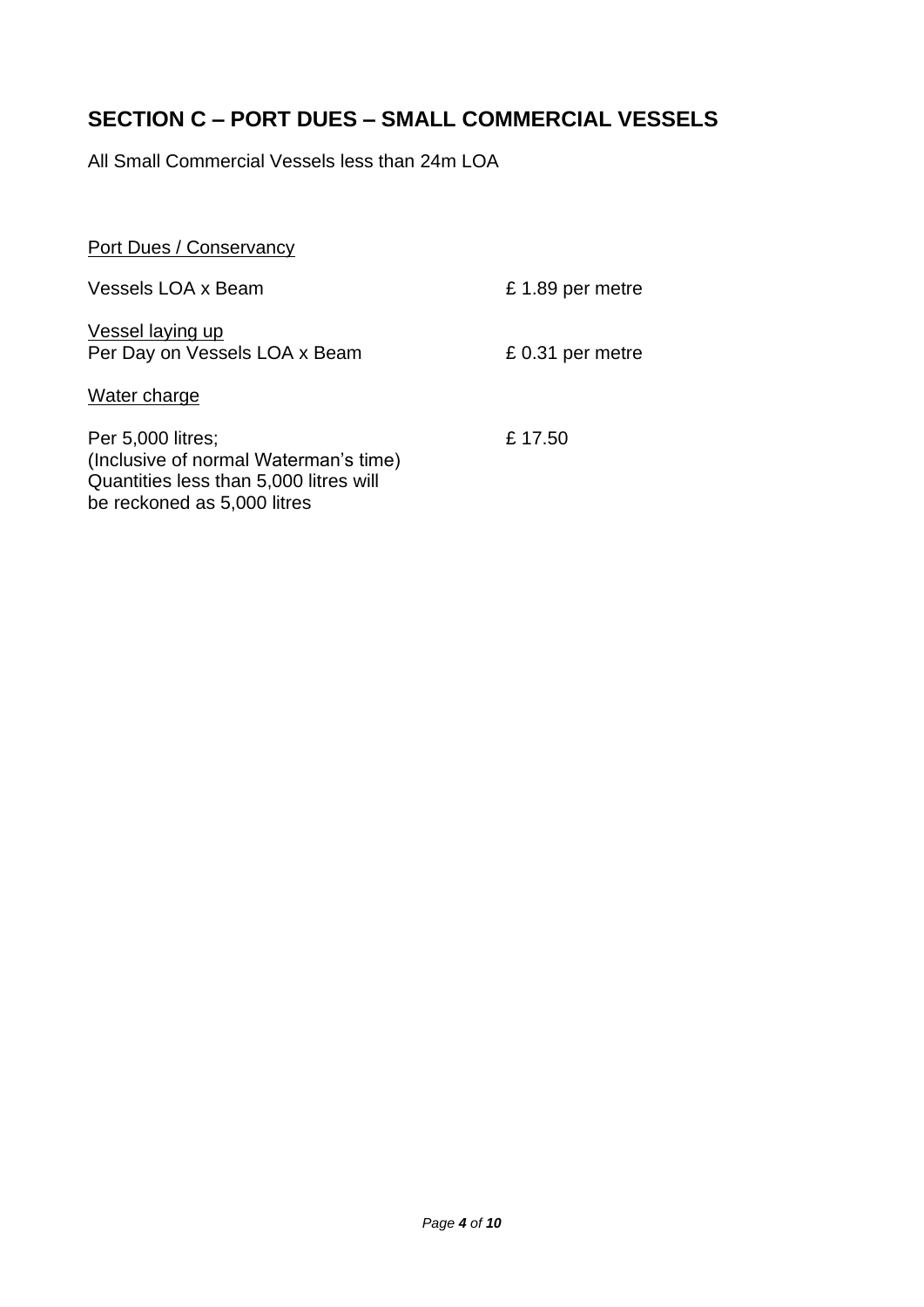## SECTION C – PORT DUES – SMALL COMMERCIAL VESSELS

All Small Commercial Vessels less than 24m LOA

Port Dues / Conservancy

| | |
|---|---|
| Vessels LOA x Beam | £ 1.89 per metre |
| Vessel laying up<br>Per Day on Vessels LOA x Beam | £ 0.31 per metre |

Water charge

| | |
|---|---|
| Per 5,000 litres;<br>(Inclusive of normal Waterman's time)<br>Quantities less than 5,000 litres will be reckoned as 5,000 litres | £ 17.50 |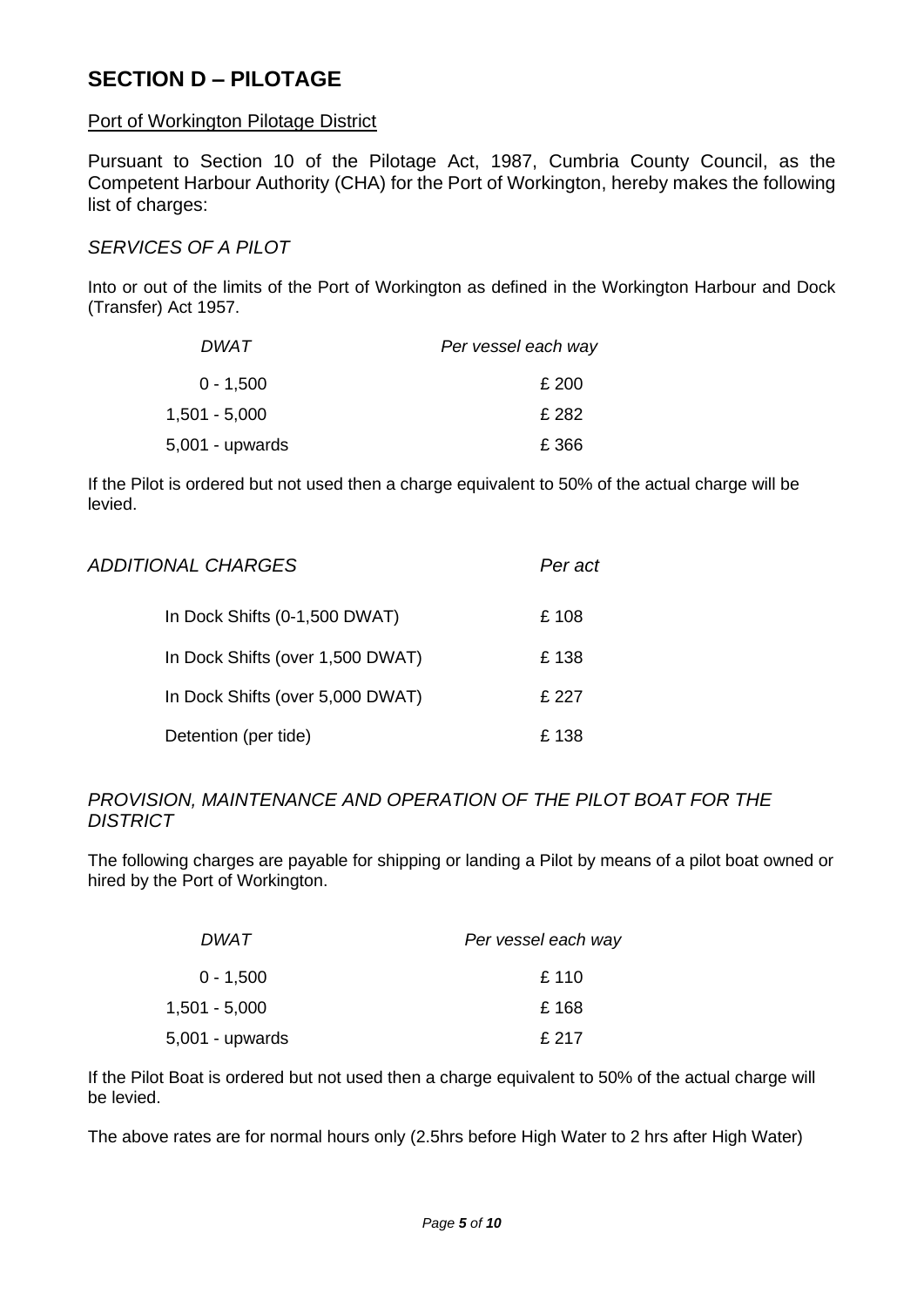## SECTION D – PILOTAGE

<u>Port of Workington Pilotage District</u>

Pursuant to Section 10 of the Pilotage Act, 1987, Cumbria County Council, as the Competent Harbour Authority (CHA) for the Port of Workington, hereby makes the following list of charges:

### *SERVICES OF A PILOT*

Into or out of the limits of the Port of Workington as defined in the Workington Harbour and Dock (Transfer) Act 1957.

| *DWAT* | *Per vessel each way* |
|---|---|
| 0 - 1,500 | £ 200 |
| 1,501 - 5,000 | £ 282 |
| 5,001 - upwards | £ 366 |

If the Pilot is ordered but not used then a charge equivalent to 50% of the actual charge will be levied.

| *ADDITIONAL CHARGES* | *Per act* |
|---|---|
| In Dock Shifts (0-1,500 DWAT) | £ 108 |
| In Dock Shifts (over 1,500 DWAT) | £ 138 |
| In Dock Shifts (over 5,000 DWAT) | £ 227 |
| Detention (per tide) | £ 138 |

### *PROVISION, MAINTENANCE AND OPERATION OF THE PILOT BOAT FOR THE DISTRICT*

The following charges are payable for shipping or landing a Pilot by means of a pilot boat owned or hired by the Port of Workington.

| *DWAT* | *Per vessel each way* |
|---|---|
| 0 - 1,500 | £ 110 |
| 1,501 - 5,000 | £ 168 |
| 5,001 - upwards | £ 217 |

If the Pilot Boat is ordered but not used then a charge equivalent to 50% of the actual charge will be levied.

The above rates are for normal hours only (2.5hrs before High Water to 2 hrs after High Water)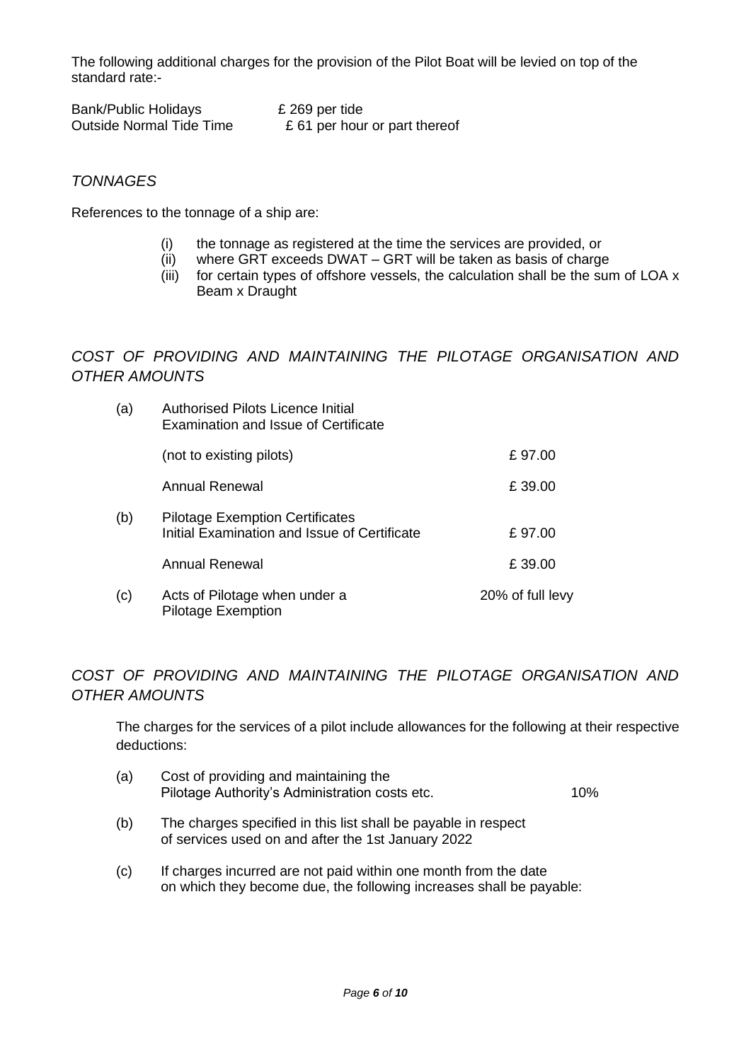The following additional charges for the provision of the Pilot Boat will be levied on top of the standard rate:-

| | |
|---|---|
| Bank/Public Holidays | £ 269 per tide |
| Outside Normal Tide Time | £ 61 per hour or part thereof |

## *TONNAGES*

References to the tonnage of a ship are:

- (i) the tonnage as registered at the time the services are provided, or
- (ii) where GRT exceeds DWAT – GRT will be taken as basis of charge
- (iii) for certain types of offshore vessels, the calculation shall be the sum of LOA x Beam x Draught

## *COST OF PROVIDING AND MAINTAINING THE PILOTAGE ORGANISATION AND OTHER AMOUNTS*

| | | |
|---|---|---|
| (a) | Authorised Pilots Licence Initial Examination and Issue of Certificate | |
| | (not to existing pilots) | £ 97.00 |
| | Annual Renewal | £ 39.00 |
| (b) | Pilotage Exemption Certificates Initial Examination and Issue of Certificate | £ 97.00 |
| | Annual Renewal | £ 39.00 |
| (c) | Acts of Pilotage when under a Pilotage Exemption | 20% of full levy |

## *COST OF PROVIDING AND MAINTAINING THE PILOTAGE ORGANISATION AND OTHER AMOUNTS*

The charges for the services of a pilot include allowances for the following at their respective deductions:

(a) Cost of providing and maintaining the Pilotage Authority's Administration costs etc. 10%

(b) The charges specified in this list shall be payable in respect of services used on and after the 1st January 2022

(c) If charges incurred are not paid within one month from the date on which they become due, the following increases shall be payable: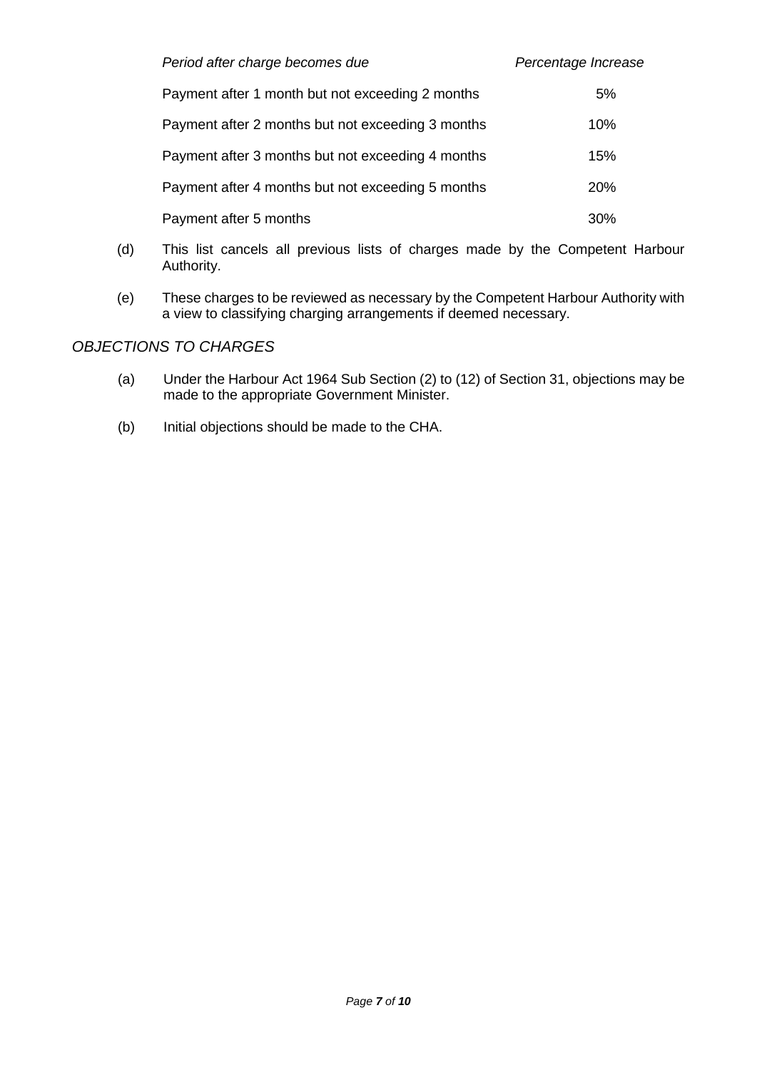| *Period after charge becomes due* | *Percentage Increase* |
| --- | --- |
| Payment after 1 month but not exceeding 2 months | 5% |
| Payment after 2 months but not exceeding 3 months | 10% |
| Payment after 3 months but not exceeding 4 months | 15% |
| Payment after 4 months but not exceeding 5 months | 20% |
| Payment after 5 months | 30% |

(d) This list cancels all previous lists of charges made by the Competent Harbour Authority.

(e) These charges to be reviewed as necessary by the Competent Harbour Authority with a view to classifying charging arrangements if deemed necessary.

## *OBJECTIONS TO CHARGES*

(a) Under the Harbour Act 1964 Sub Section (2) to (12) of Section 31, objections may be made to the appropriate Government Minister.

(b) Initial objections should be made to the CHA.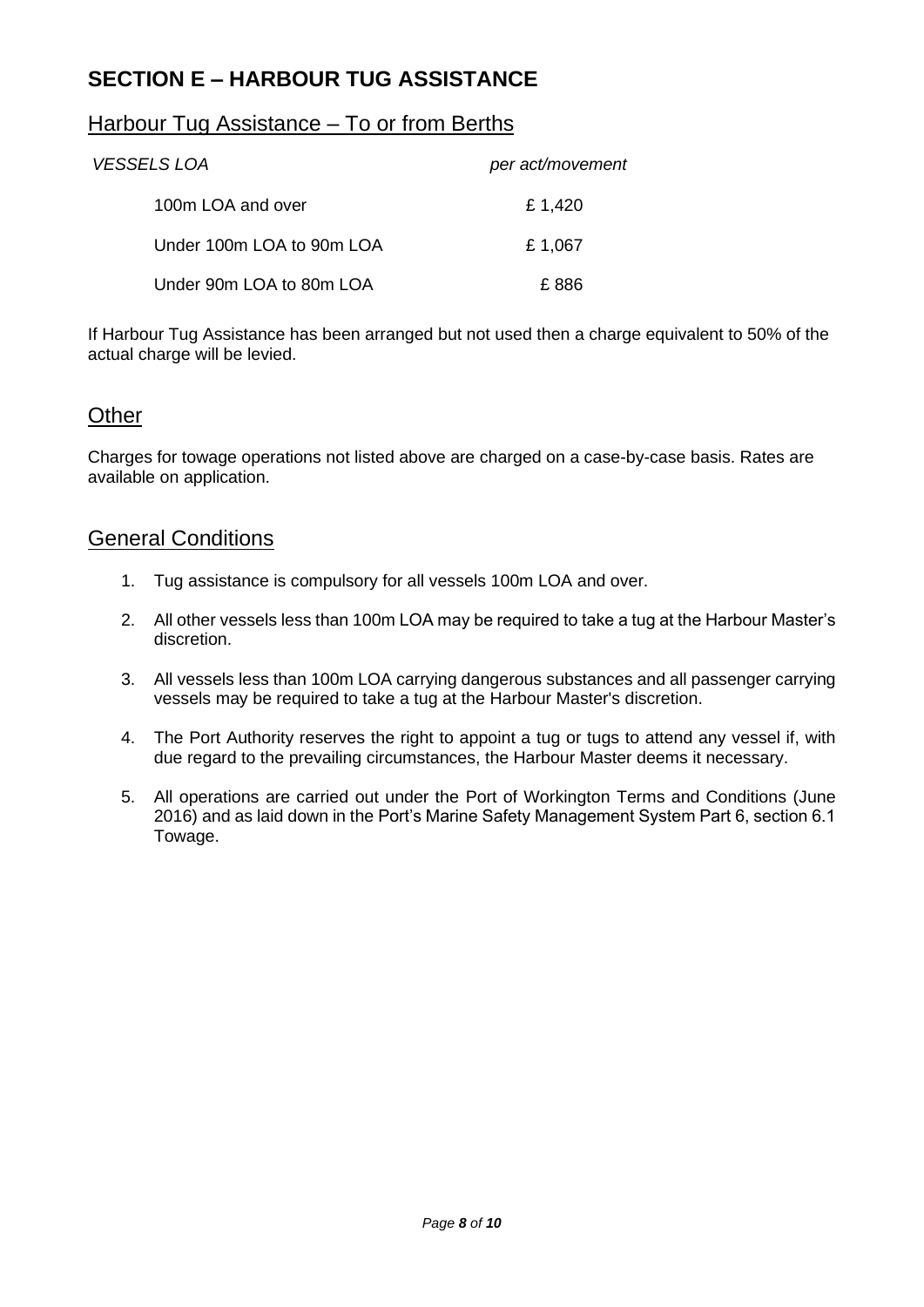## SECTION E – HARBOUR TUG ASSISTANCE

### Harbour Tug Assistance – To or from Berths

| *VESSELS LOA* | *per act/movement* |
| --- | --- |
| 100m LOA and over | £ 1,420 |
| Under 100m LOA to 90m LOA | £ 1,067 |
| Under 90m LOA to 80m LOA | £ 886 |

If Harbour Tug Assistance has been arranged but not used then a charge equivalent to 50% of the actual charge will be levied.

### Other

Charges for towage operations not listed above are charged on a case-by-case basis. Rates are available on application.

### General Conditions

1. Tug assistance is compulsory for all vessels 100m LOA and over.
2. All other vessels less than 100m LOA may be required to take a tug at the Harbour Master's discretion.
3. All vessels less than 100m LOA carrying dangerous substances and all passenger carrying vessels may be required to take a tug at the Harbour Master's discretion.
4. The Port Authority reserves the right to appoint a tug or tugs to attend any vessel if, with due regard to the prevailing circumstances, the Harbour Master deems it necessary.
5. All operations are carried out under the Port of Workington Terms and Conditions (June 2016) and as laid down in the Port's Marine Safety Management System Part 6, section 6.1 Towage.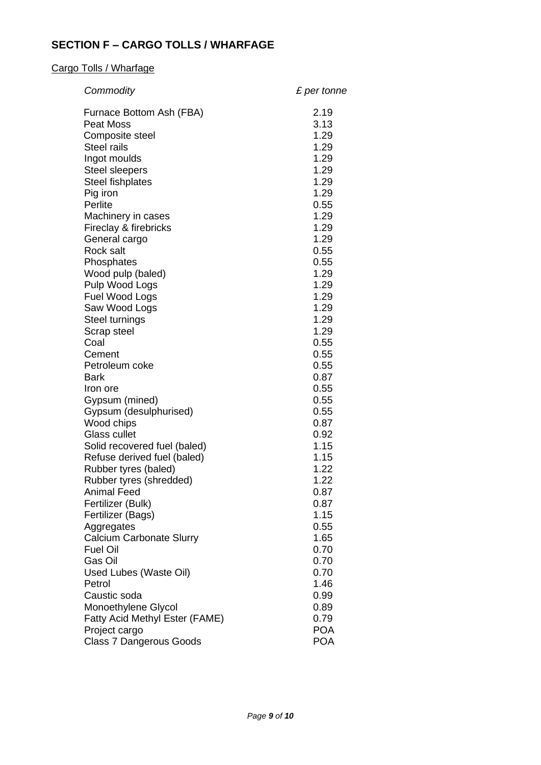## SECTION F – CARGO TOLLS / WHARFAGE

Cargo Tolls / Wharfage

| *Commodity* | *£ per tonne* |
|---|---|
| Furnace Bottom Ash (FBA) | 2.19 |
| Peat Moss | 3.13 |
| Composite steel | 1.29 |
| Steel rails | 1.29 |
| Ingot moulds | 1.29 |
| Steel sleepers | 1.29 |
| Steel fishplates | 1.29 |
| Pig iron | 1.29 |
| Perlite | 0.55 |
| Machinery in cases | 1.29 |
| Fireclay & firebricks | 1.29 |
| General cargo | 1.29 |
| Rock salt | 0.55 |
| Phosphates | 0.55 |
| Wood pulp (baled) | 1.29 |
| Pulp Wood Logs | 1.29 |
| Fuel Wood Logs | 1.29 |
| Saw Wood Logs | 1.29 |
| Steel turnings | 1.29 |
| Scrap steel | 1.29 |
| Coal | 0.55 |
| Cement | 0.55 |
| Petroleum coke | 0.55 |
| Bark | 0.87 |
| Iron ore | 0.55 |
| Gypsum (mined) | 0.55 |
| Gypsum (desulphurised) | 0.55 |
| Wood chips | 0.87 |
| Glass cullet | 0.92 |
| Solid recovered fuel (baled) | 1.15 |
| Refuse derived fuel (baled) | 1.15 |
| Rubber tyres (baled) | 1.22 |
| Rubber tyres (shredded) | 1.22 |
| Animal Feed | 0.87 |
| Fertilizer (Bulk) | 0.87 |
| Fertilizer (Bags) | 1.15 |
| Aggregates | 0.55 |
| Calcium Carbonate Slurry | 1.65 |
| Fuel Oil | 0.70 |
| Gas Oil | 0.70 |
| Used Lubes (Waste Oil) | 0.70 |
| Petrol | 1.46 |
| Caustic soda | 0.99 |
| Monoethylene Glycol | 0.89 |
| Fatty Acid Methyl Ester (FAME) | 0.79 |
| Project cargo | POA |
| Class 7 Dangerous Goods | POA |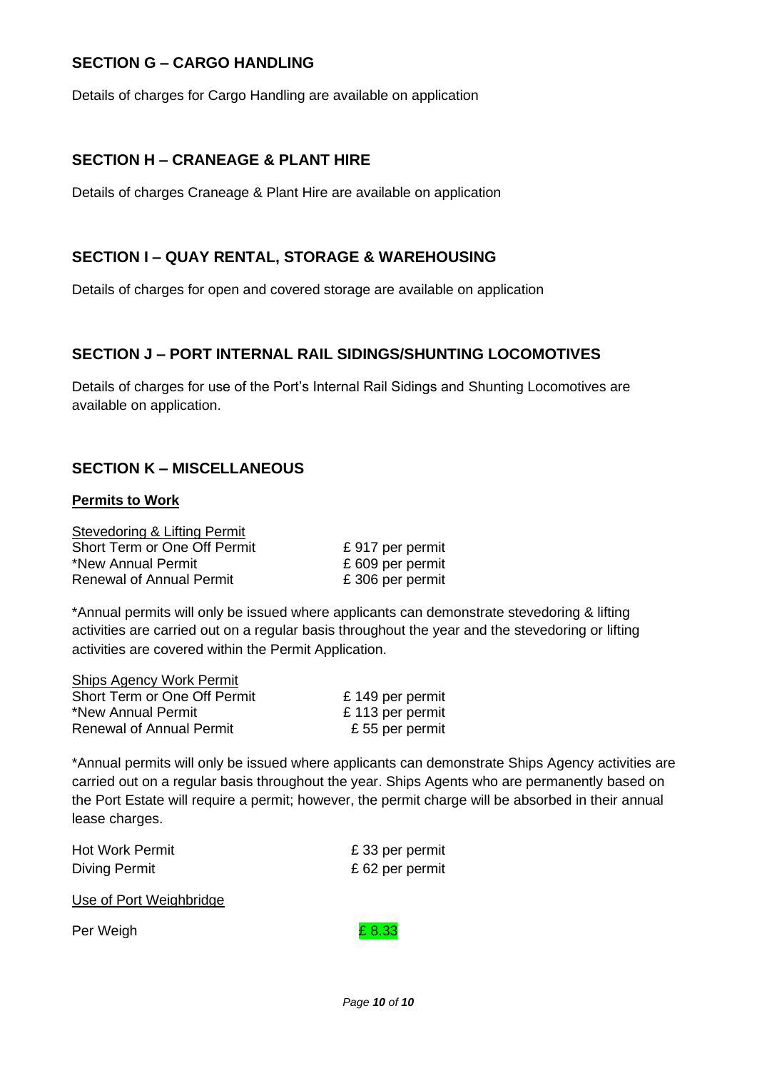## SECTION G – CARGO HANDLING

Details of charges for Cargo Handling are available on application

## SECTION H – CRANEAGE & PLANT HIRE

Details of charges Craneage & Plant Hire are available on application

## SECTION I – QUAY RENTAL, STORAGE & WAREHOUSING

Details of charges for open and covered storage are available on application

## SECTION J – PORT INTERNAL RAIL SIDINGS/SHUNTING LOCOMOTIVES

Details of charges for use of the Port's Internal Rail Sidings and Shunting Locomotives are available on application.

## SECTION K – MISCELLANEOUS

**Permits to Work**

Stevedoring & Lifting Permit

| | |
|---|---|
| Short Term or One Off Permit | £ 917 per permit |
| *New Annual Permit | £ 609 per permit |
| Renewal of Annual Permit | £ 306 per permit |

*Annual permits will only be issued where applicants can demonstrate stevedoring & lifting activities are carried out on a regular basis throughout the year and the stevedoring or lifting activities are covered within the Permit Application.

Ships Agency Work Permit

| | |
|---|---|
| Short Term or One Off Permit | £ 149 per permit |
| *New Annual Permit | £ 113 per permit |
| Renewal of Annual Permit | £ 55 per permit |

*Annual permits will only be issued where applicants can demonstrate Ships Agency activities are carried out on a regular basis throughout the year. Ships Agents who are permanently based on the Port Estate will require a permit; however, the permit charge will be absorbed in their annual lease charges.

| | |
|---|---|
| Hot Work Permit | £ 33 per permit |
| Diving Permit | £ 62 per permit |

Use of Port Weighbridge

| | |
|---|---|
| Per Weigh | £ 8.33 |